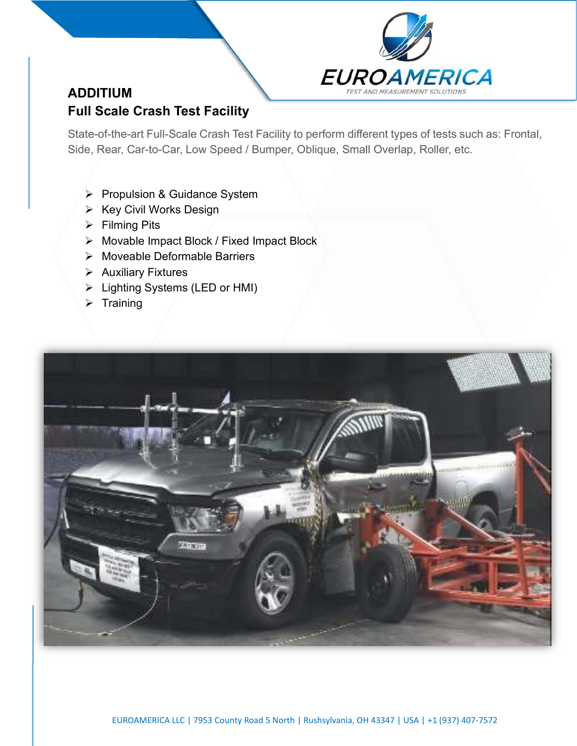# ADDITIUM

## Full Scale Crash Test Facility

State-of-the-art Full-Scale Crash Test Facility to perform different types of tests such as: Frontal, Side, Rear, Car-to-Car, Low Speed / Bumper, Oblique, Small Overlap, Roller, etc.

- Propulsion & Guidance System
- Key Civil Works Design
- Filming Pits
- Movable Impact Block / Fixed Impact Block
- Moveable Deformable Barriers
- Auxiliary Fixtures
- Lighting Systems (LED or HMI)
- Training

EUROAMERICA LLC | 7953 County Road 5 North | Rushsylvania, OH 43347 | USA | +1 (937) 407-7572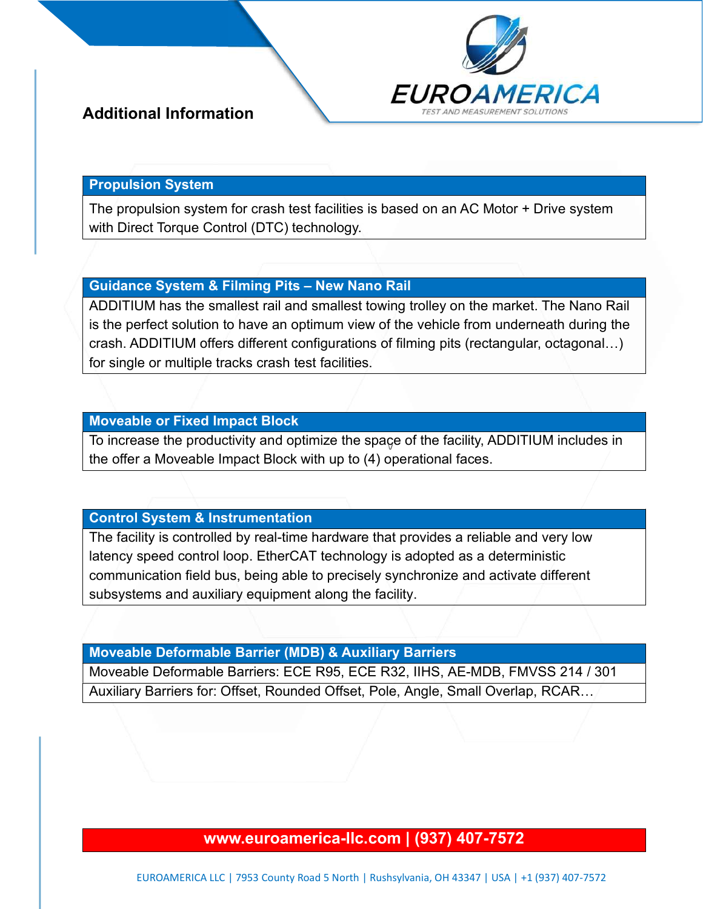## Additional Information

| Propulsion System |
| --- |
| The propulsion system for crash test facilities is based on an AC Motor + Drive system with Direct Torque Control (DTC) technology. |

| Guidance System & Filming Pits – New Nano Rail |
| --- |
| ADDITIUM has the smallest rail and smallest towing trolley on the market. The Nano Rail is the perfect solution to have an optimum view of the vehicle from underneath during the crash. ADDITIUM offers different configurations of filming pits (rectangular, octagonal…) for single or multiple tracks crash test facilities. |

| Moveable or Fixed Impact Block |
| --- |
| To increase the productivity and optimize the space of the facility, ADDITIUM includes in the offer a Moveable Impact Block with up to (4) operational faces. |

| Control System & Instrumentation |
| --- |
| The facility is controlled by real-time hardware that provides a reliable and very low latency speed control loop. EtherCAT technology is adopted as a deterministic communication field bus, being able to precisely synchronize and activate different subsystems and auxiliary equipment along the facility. |

| Moveable Deformable Barrier (MDB) & Auxiliary Barriers |
| --- |
| Moveable Deformable Barriers: ECE R95, ECE R32, IIHS, AE-MDB, FMVSS 214 / 301 |
| Auxiliary Barriers for: Offset, Rounded Offset, Pole, Angle, Small Overlap, RCAR… |

**www.euroamerica-llc.com | (937) 407-7572**